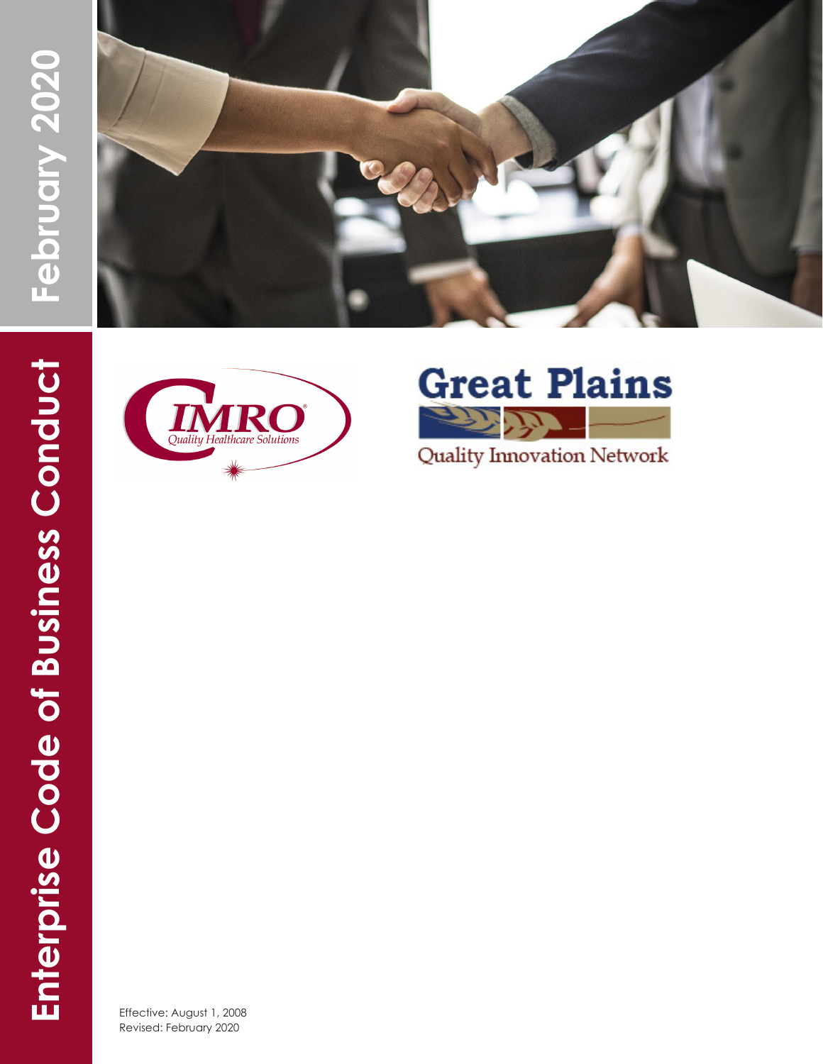# Enterprise Code of Business Conduct

February 2020

CIMRO Quality Healthcare Solutions

Great Plains Quality Innovation Network

Effective: August 1, 2008
Revised: February 2020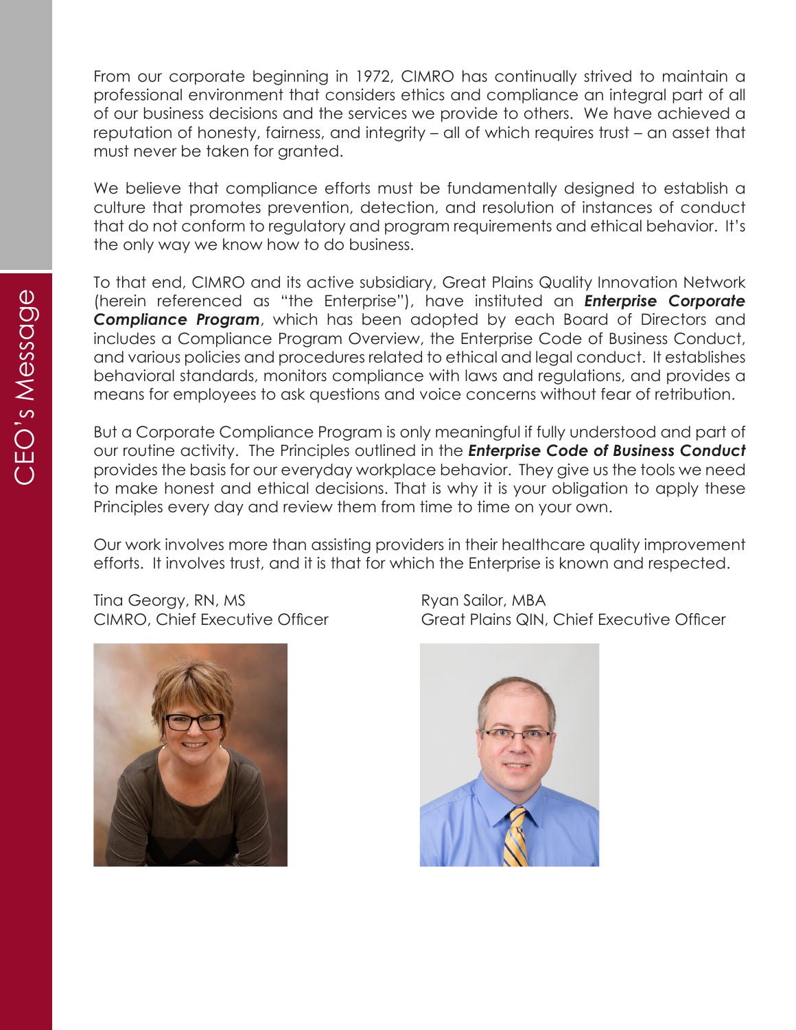# CEO's Message

From our corporate beginning in 1972, CIMRO has continually strived to maintain a professional environment that considers ethics and compliance an integral part of all of our business decisions and the services we provide to others. We have achieved a reputation of honesty, fairness, and integrity – all of which requires trust – an asset that must never be taken for granted.

We believe that compliance efforts must be fundamentally designed to establish a culture that promotes prevention, detection, and resolution of instances of conduct that do not conform to regulatory and program requirements and ethical behavior. It's the only way we know how to do business.

To that end, CIMRO and its active subsidiary, Great Plains Quality Innovation Network (herein referenced as "the Enterprise"), have instituted an ***Enterprise Corporate Compliance Program***, which has been adopted by each Board of Directors and includes a Compliance Program Overview, the Enterprise Code of Business Conduct, and various policies and procedures related to ethical and legal conduct. It establishes behavioral standards, monitors compliance with laws and regulations, and provides a means for employees to ask questions and voice concerns without fear of retribution.

But a Corporate Compliance Program is only meaningful if fully understood and part of our routine activity. The Principles outlined in the ***Enterprise Code of Business Conduct*** provides the basis for our everyday workplace behavior. They give us the tools we need to make honest and ethical decisions. That is why it is your obligation to apply these Principles every day and review them from time to time on your own.

Our work involves more than assisting providers in their healthcare quality improvement efforts. It involves trust, and it is that for which the Enterprise is known and respected.

Tina Georgy, RN, MS
CIMRO, Chief Executive Officer

Ryan Sailor, MBA
Great Plains QIN, Chief Executive Officer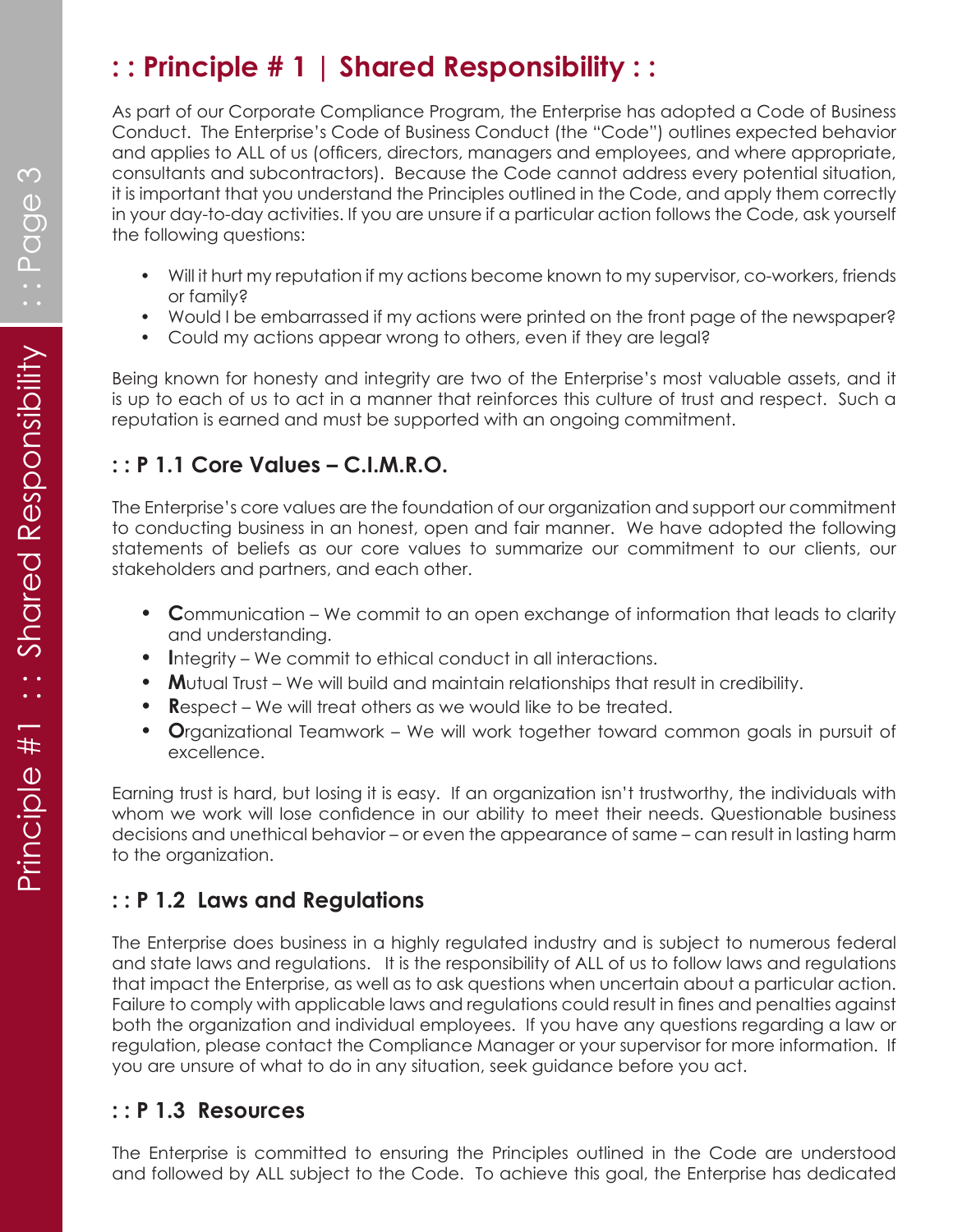# : : Principle # 1 | Shared Responsibility : :

As part of our Corporate Compliance Program, the Enterprise has adopted a Code of Business Conduct. The Enterprise's Code of Business Conduct (the "Code") outlines expected behavior and applies to ALL of us (officers, directors, managers and employees, and where appropriate, consultants and subcontractors). Because the Code cannot address every potential situation, it is important that you understand the Principles outlined in the Code, and apply them correctly in your day-to-day activities. If you are unsure if a particular action follows the Code, ask yourself the following questions:

- Will it hurt my reputation if my actions become known to my supervisor, co-workers, friends or family?
- Would I be embarrassed if my actions were printed on the front page of the newspaper?
- Could my actions appear wrong to others, even if they are legal?

Being known for honesty and integrity are two of the Enterprise's most valuable assets, and it is up to each of us to act in a manner that reinforces this culture of trust and respect. Such a reputation is earned and must be supported with an ongoing commitment.

## : : P 1.1 Core Values – C.I.M.R.O.

The Enterprise's core values are the foundation of our organization and support our commitment to conducting business in an honest, open and fair manner. We have adopted the following statements of beliefs as our core values to summarize our commitment to our clients, our stakeholders and partners, and each other.

- **C**ommunication – We commit to an open exchange of information that leads to clarity and understanding.
- **I**ntegrity – We commit to ethical conduct in all interactions.
- **M**utual Trust – We will build and maintain relationships that result in credibility.
- **R**espect – We will treat others as we would like to be treated.
- **O**rganizational Teamwork – We will work together toward common goals in pursuit of excellence.

Earning trust is hard, but losing it is easy. If an organization isn't trustworthy, the individuals with whom we work will lose confidence in our ability to meet their needs. Questionable business decisions and unethical behavior – or even the appearance of same – can result in lasting harm to the organization.

## : : P 1.2 Laws and Regulations

The Enterprise does business in a highly regulated industry and is subject to numerous federal and state laws and regulations. It is the responsibility of ALL of us to follow laws and regulations that impact the Enterprise, as well as to ask questions when uncertain about a particular action. Failure to comply with applicable laws and regulations could result in fines and penalties against both the organization and individual employees. If you have any questions regarding a law or regulation, please contact the Compliance Manager or your supervisor for more information. If you are unsure of what to do in any situation, seek guidance before you act.

## : : P 1.3 Resources

The Enterprise is committed to ensuring the Principles outlined in the Code are understood and followed by ALL subject to the Code. To achieve this goal, the Enterprise has dedicated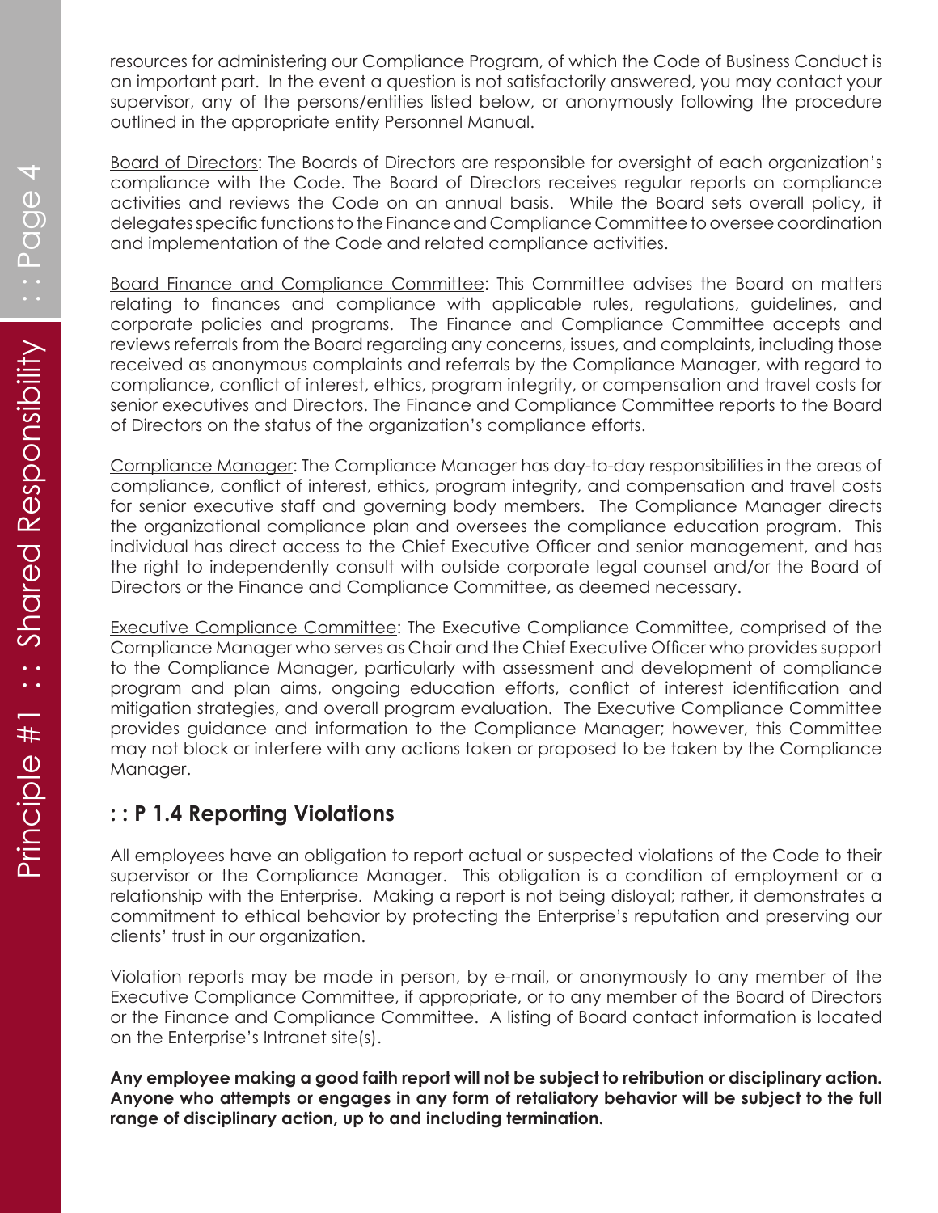resources for administering our Compliance Program, of which the Code of Business Conduct is an important part. In the event a question is not satisfactorily answered, you may contact your supervisor, any of the persons/entities listed below, or anonymously following the procedure outlined in the appropriate entity Personnel Manual.

Board of Directors: The Boards of Directors are responsible for oversight of each organization's compliance with the Code. The Board of Directors receives regular reports on compliance activities and reviews the Code on an annual basis. While the Board sets overall policy, it delegates specific functions to the Finance and Compliance Committee to oversee coordination and implementation of the Code and related compliance activities.

Board Finance and Compliance Committee: This Committee advises the Board on matters relating to finances and compliance with applicable rules, regulations, guidelines, and corporate policies and programs. The Finance and Compliance Committee accepts and reviews referrals from the Board regarding any concerns, issues, and complaints, including those received as anonymous complaints and referrals by the Compliance Manager, with regard to compliance, conflict of interest, ethics, program integrity, or compensation and travel costs for senior executives and Directors. The Finance and Compliance Committee reports to the Board of Directors on the status of the organization's compliance efforts.

Compliance Manager: The Compliance Manager has day-to-day responsibilities in the areas of compliance, conflict of interest, ethics, program integrity, and compensation and travel costs for senior executive staff and governing body members. The Compliance Manager directs the organizational compliance plan and oversees the compliance education program. This individual has direct access to the Chief Executive Officer and senior management, and has the right to independently consult with outside corporate legal counsel and/or the Board of Directors or the Finance and Compliance Committee, as deemed necessary.

Executive Compliance Committee: The Executive Compliance Committee, comprised of the Compliance Manager who serves as Chair and the Chief Executive Officer who provides support to the Compliance Manager, particularly with assessment and development of compliance program and plan aims, ongoing education efforts, conflict of interest identification and mitigation strategies, and overall program evaluation. The Executive Compliance Committee provides guidance and information to the Compliance Manager; however, this Committee may not block or interfere with any actions taken or proposed to be taken by the Compliance Manager.

## : : P 1.4 Reporting Violations

All employees have an obligation to report actual or suspected violations of the Code to their supervisor or the Compliance Manager. This obligation is a condition of employment or a relationship with the Enterprise. Making a report is not being disloyal; rather, it demonstrates a commitment to ethical behavior by protecting the Enterprise's reputation and preserving our clients' trust in our organization.

Violation reports may be made in person, by e-mail, or anonymously to any member of the Executive Compliance Committee, if appropriate, or to any member of the Board of Directors or the Finance and Compliance Committee. A listing of Board contact information is located on the Enterprise's Intranet site(s).

**Any employee making a good faith report will not be subject to retribution or disciplinary action. Anyone who attempts or engages in any form of retaliatory behavior will be subject to the full range of disciplinary action, up to and including termination.**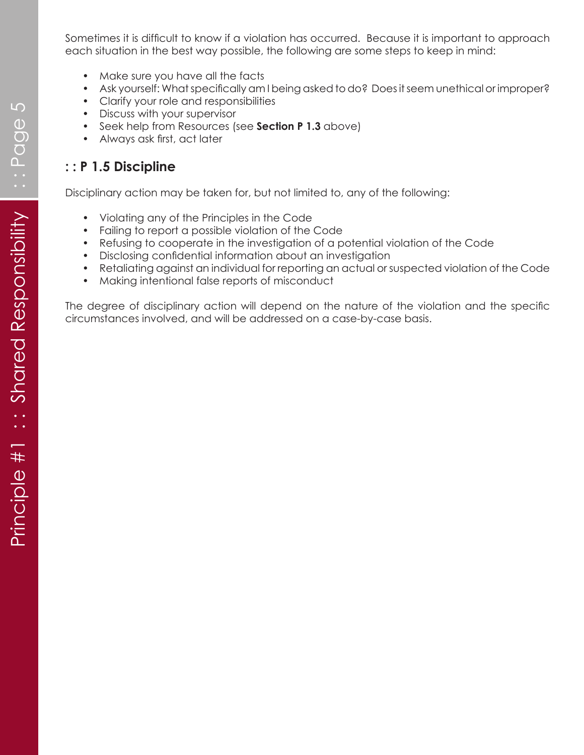Sometimes it is difficult to know if a violation has occurred. Because it is important to approach each situation in the best way possible, the following are some steps to keep in mind:

- Make sure you have all the facts
- Ask yourself: What specifically am I being asked to do? Does it seem unethical or improper?
- Clarify your role and responsibilities
- Discuss with your supervisor
- Seek help from Resources (see **Section P 1.3** above)
- Always ask first, act later

## : : P 1.5 Discipline

Disciplinary action may be taken for, but not limited to, any of the following:

- Violating any of the Principles in the Code
- Failing to report a possible violation of the Code
- Refusing to cooperate in the investigation of a potential violation of the Code
- Disclosing confidential information about an investigation
- Retaliating against an individual for reporting an actual or suspected violation of the Code
- Making intentional false reports of misconduct

The degree of disciplinary action will depend on the nature of the violation and the specific circumstances involved, and will be addressed on a case-by-case basis.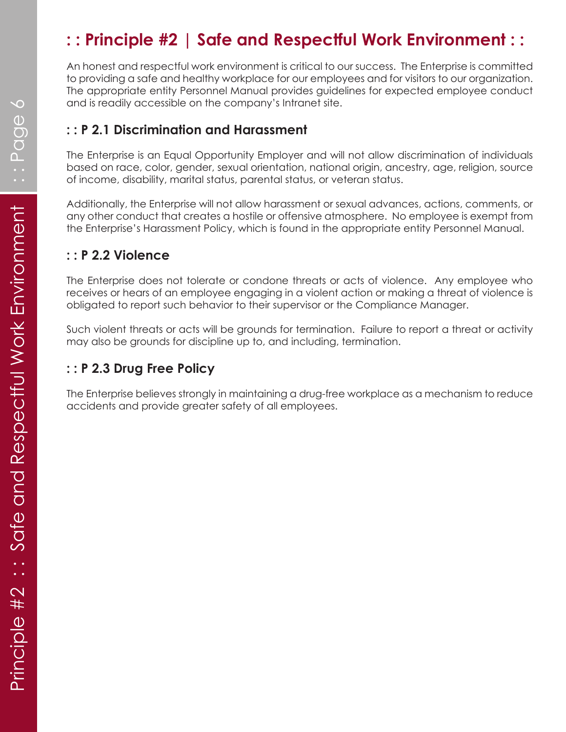# : : Principle #2 | Safe and Respectful Work Environment : :

An honest and respectful work environment is critical to our success. The Enterprise is committed to providing a safe and healthy workplace for our employees and for visitors to our organization. The appropriate entity Personnel Manual provides guidelines for expected employee conduct and is readily accessible on the company's Intranet site.

## : : P 2.1 Discrimination and Harassment

The Enterprise is an Equal Opportunity Employer and will not allow discrimination of individuals based on race, color, gender, sexual orientation, national origin, ancestry, age, religion, source of income, disability, marital status, parental status, or veteran status.

Additionally, the Enterprise will not allow harassment or sexual advances, actions, comments, or any other conduct that creates a hostile or offensive atmosphere. No employee is exempt from the Enterprise's Harassment Policy, which is found in the appropriate entity Personnel Manual.

## : : P 2.2 Violence

The Enterprise does not tolerate or condone threats or acts of violence. Any employee who receives or hears of an employee engaging in a violent action or making a threat of violence is obligated to report such behavior to their supervisor or the Compliance Manager.

Such violent threats or acts will be grounds for termination. Failure to report a threat or activity may also be grounds for discipline up to, and including, termination.

## : : P 2.3 Drug Free Policy

The Enterprise believes strongly in maintaining a drug-free workplace as a mechanism to reduce accidents and provide greater safety of all employees.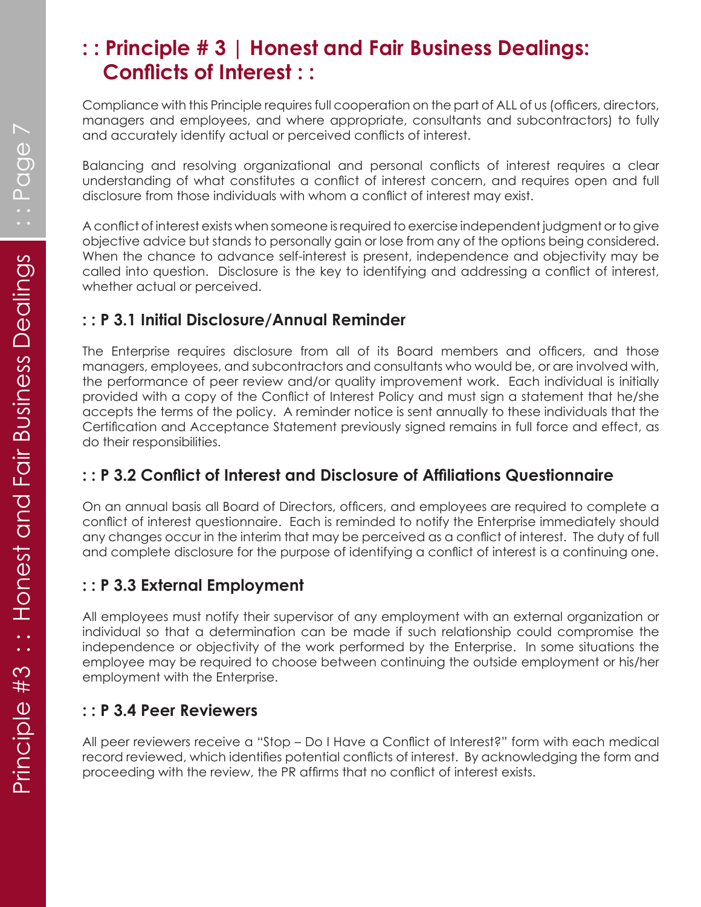# : : Principle # 3 | Honest and Fair Business Dealings: Conflicts of Interest : :

Compliance with this Principle requires full cooperation on the part of ALL of us (officers, directors, managers and employees, and where appropriate, consultants and subcontractors) to fully and accurately identify actual or perceived conflicts of interest.

Balancing and resolving organizational and personal conflicts of interest requires a clear understanding of what constitutes a conflict of interest concern, and requires open and full disclosure from those individuals with whom a conflict of interest may exist.

A conflict of interest exists when someone is required to exercise independent judgment or to give objective advice but stands to personally gain or lose from any of the options being considered. When the chance to advance self-interest is present, independence and objectivity may be called into question. Disclosure is the key to identifying and addressing a conflict of interest, whether actual or perceived.

## : : P 3.1 Initial Disclosure/Annual Reminder

The Enterprise requires disclosure from all of its Board members and officers, and those managers, employees, and subcontractors and consultants who would be, or are involved with, the performance of peer review and/or quality improvement work. Each individual is initially provided with a copy of the Conflict of Interest Policy and must sign a statement that he/she accepts the terms of the policy. A reminder notice is sent annually to these individuals that the Certification and Acceptance Statement previously signed remains in full force and effect, as do their responsibilities.

## : : P 3.2 Conflict of Interest and Disclosure of Affiliations Questionnaire

On an annual basis all Board of Directors, officers, and employees are required to complete a conflict of interest questionnaire. Each is reminded to notify the Enterprise immediately should any changes occur in the interim that may be perceived as a conflict of interest. The duty of full and complete disclosure for the purpose of identifying a conflict of interest is a continuing one.

## : : P 3.3 External Employment

All employees must notify their supervisor of any employment with an external organization or individual so that a determination can be made if such relationship could compromise the independence or objectivity of the work performed by the Enterprise. In some situations the employee may be required to choose between continuing the outside employment or his/her employment with the Enterprise.

## : : P 3.4 Peer Reviewers

All peer reviewers receive a "Stop – Do I Have a Conflict of Interest?" form with each medical record reviewed, which identifies potential conflicts of interest. By acknowledging the form and proceeding with the review, the PR affirms that no conflict of interest exists.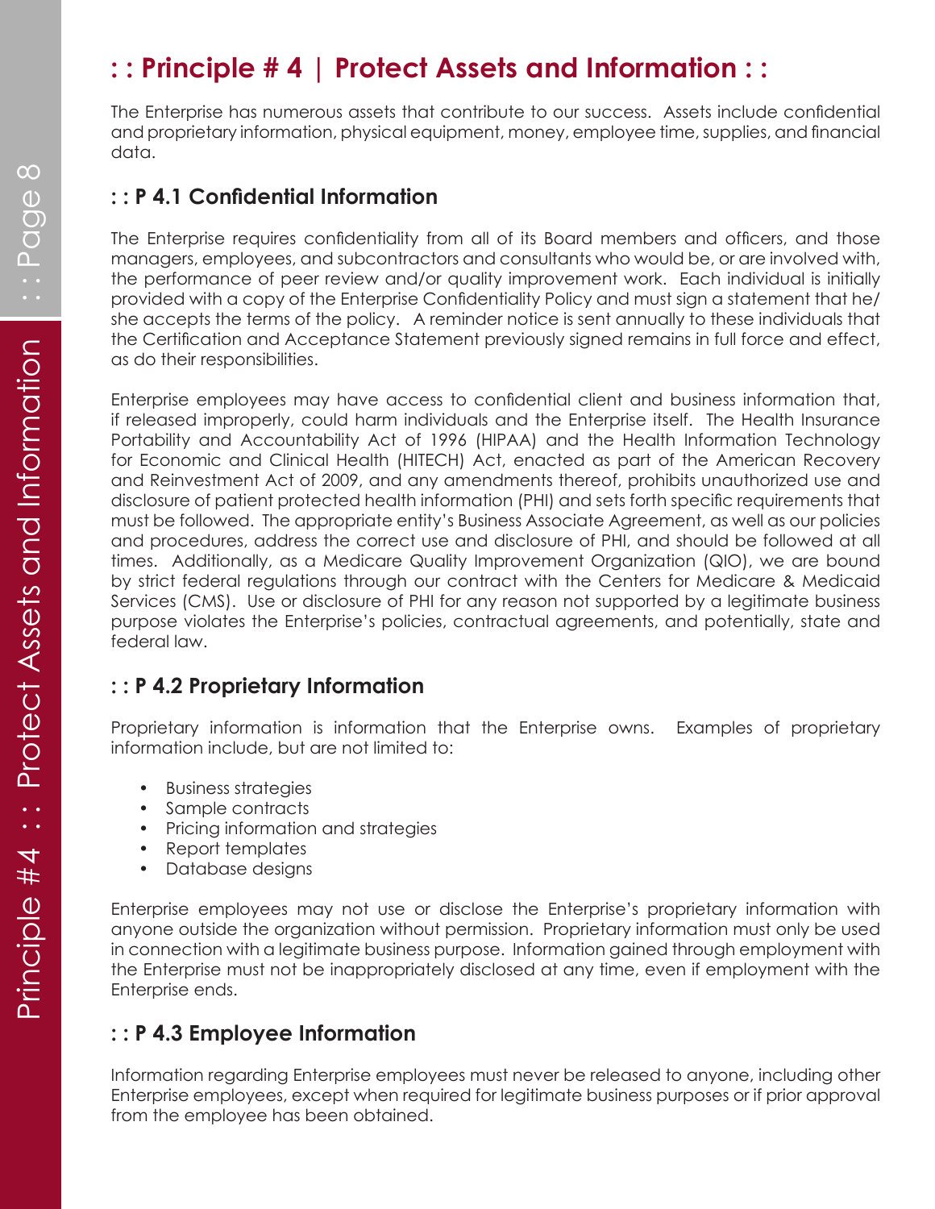# : : Principle # 4 | Protect Assets and Information : :

The Enterprise has numerous assets that contribute to our success. Assets include confidential and proprietary information, physical equipment, money, employee time, supplies, and financial data.

## : : P 4.1 Confidential Information

The Enterprise requires confidentiality from all of its Board members and officers, and those managers, employees, and subcontractors and consultants who would be, or are involved with, the performance of peer review and/or quality improvement work. Each individual is initially provided with a copy of the Enterprise Confidentiality Policy and must sign a statement that he/she accepts the terms of the policy. A reminder notice is sent annually to these individuals that the Certification and Acceptance Statement previously signed remains in full force and effect, as do their responsibilities.

Enterprise employees may have access to confidential client and business information that, if released improperly, could harm individuals and the Enterprise itself. The Health Insurance Portability and Accountability Act of 1996 (HIPAA) and the Health Information Technology for Economic and Clinical Health (HITECH) Act, enacted as part of the American Recovery and Reinvestment Act of 2009, and any amendments thereof, prohibits unauthorized use and disclosure of patient protected health information (PHI) and sets forth specific requirements that must be followed. The appropriate entity's Business Associate Agreement, as well as our policies and procedures, address the correct use and disclosure of PHI, and should be followed at all times. Additionally, as a Medicare Quality Improvement Organization (QIO), we are bound by strict federal regulations through our contract with the Centers for Medicare & Medicaid Services (CMS). Use or disclosure of PHI for any reason not supported by a legitimate business purpose violates the Enterprise's policies, contractual agreements, and potentially, state and federal law.

## : : P 4.2 Proprietary Information

Proprietary information is information that the Enterprise owns. Examples of proprietary information include, but are not limited to:

- Business strategies
- Sample contracts
- Pricing information and strategies
- Report templates
- Database designs

Enterprise employees may not use or disclose the Enterprise's proprietary information with anyone outside the organization without permission. Proprietary information must only be used in connection with a legitimate business purpose. Information gained through employment with the Enterprise must not be inappropriately disclosed at any time, even if employment with the Enterprise ends.

## : : P 4.3 Employee Information

Information regarding Enterprise employees must never be released to anyone, including other Enterprise employees, except when required for legitimate business purposes or if prior approval from the employee has been obtained.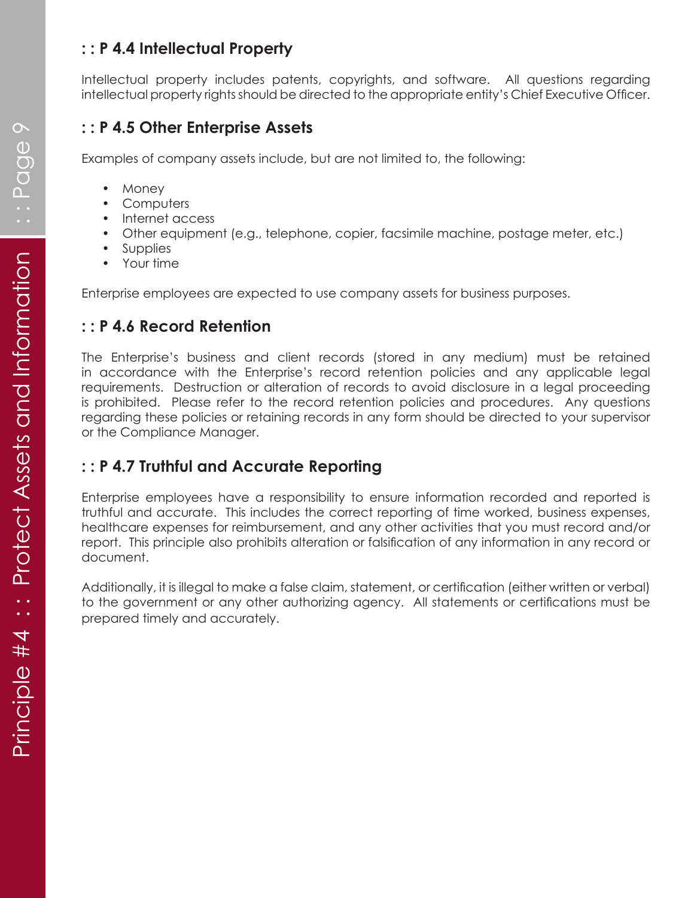## : : P 4.4 Intellectual Property

Intellectual property includes patents, copyrights, and software. All questions regarding intellectual property rights should be directed to the appropriate entity's Chief Executive Officer.

## : : P 4.5 Other Enterprise Assets

Examples of company assets include, but are not limited to, the following:

- Money
- Computers
- Internet access
- Other equipment (e.g., telephone, copier, facsimile machine, postage meter, etc.)
- Supplies
- Your time

Enterprise employees are expected to use company assets for business purposes.

## : : P 4.6 Record Retention

The Enterprise's business and client records (stored in any medium) must be retained in accordance with the Enterprise's record retention policies and any applicable legal requirements. Destruction or alteration of records to avoid disclosure in a legal proceeding is prohibited. Please refer to the record retention policies and procedures. Any questions regarding these policies or retaining records in any form should be directed to your supervisor or the Compliance Manager.

## : : P 4.7 Truthful and Accurate Reporting

Enterprise employees have a responsibility to ensure information recorded and reported is truthful and accurate. This includes the correct reporting of time worked, business expenses, healthcare expenses for reimbursement, and any other activities that you must record and/or report. This principle also prohibits alteration or falsification of any information in any record or document.

Additionally, it is illegal to make a false claim, statement, or certification (either written or verbal) to the government or any other authorizing agency. All statements or certifications must be prepared timely and accurately.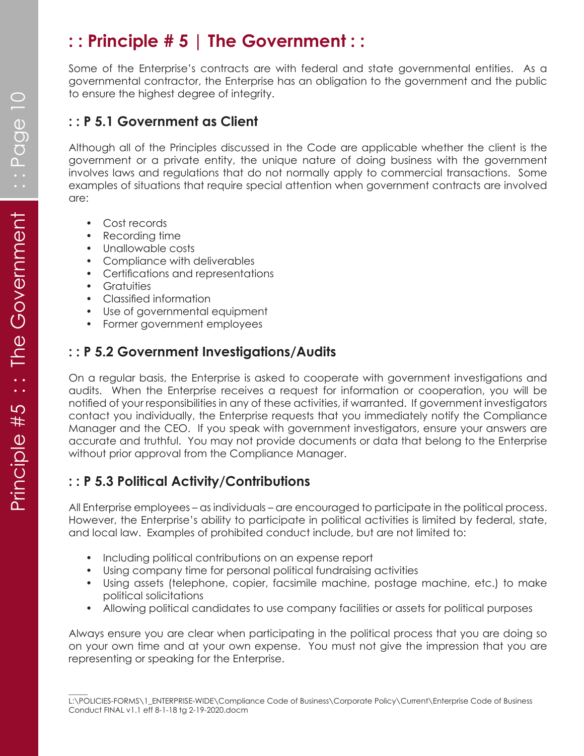# : : Principle # 5 | The Government : :

Some of the Enterprise's contracts are with federal and state governmental entities. As a governmental contractor, the Enterprise has an obligation to the government and the public to ensure the highest degree of integrity.

## : : P 5.1 Government as Client

Although all of the Principles discussed in the Code are applicable whether the client is the government or a private entity, the unique nature of doing business with the government involves laws and regulations that do not normally apply to commercial transactions. Some examples of situations that require special attention when government contracts are involved are:

- Cost records
- Recording time
- Unallowable costs
- Compliance with deliverables
- Certifications and representations
- Gratuities
- Classified information
- Use of governmental equipment
- Former government employees

## : : P 5.2 Government Investigations/Audits

On a regular basis, the Enterprise is asked to cooperate with government investigations and audits. When the Enterprise receives a request for information or cooperation, you will be notified of your responsibilities in any of these activities, if warranted. If government investigators contact you individually, the Enterprise requests that you immediately notify the Compliance Manager and the CEO. If you speak with government investigators, ensure your answers are accurate and truthful. You may not provide documents or data that belong to the Enterprise without prior approval from the Compliance Manager.

## : : P 5.3 Political Activity/Contributions

All Enterprise employees – as individuals – are encouraged to participate in the political process. However, the Enterprise's ability to participate in political activities is limited by federal, state, and local law. Examples of prohibited conduct include, but are not limited to:

- Including political contributions on an expense report
- Using company time for personal political fundraising activities
- Using assets (telephone, copier, facsimile machine, postage machine, etc.) to make political solicitations
- Allowing political candidates to use company facilities or assets for political purposes

Always ensure you are clear when participating in the political process that you are doing so on your own time and at your own expense. You must not give the impression that you are representing or speaking for the Enterprise.